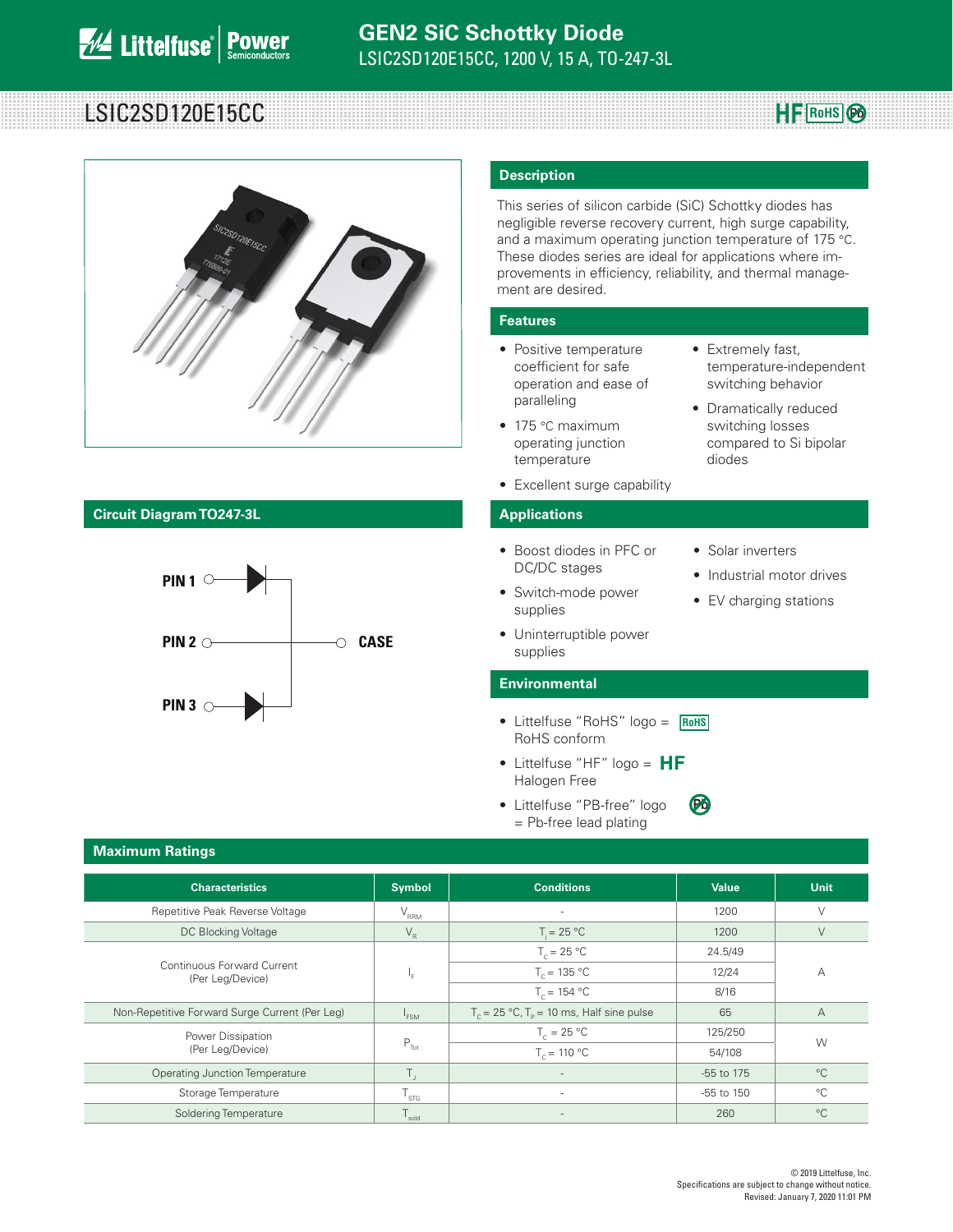# GEN2 SiC Schottky Diode

LSIC2SD120E15CC, 1200 V, 15 A, TO-247-3L

## LSIC2SD120E15CC

### Circuit Diagram TO247-3L

PIN 1
PIN 2
PIN 3
CASE

### Description

This series of silicon carbide (SiC) Schottky diodes has negligible reverse recovery current, high surge capability, and a maximum operating junction temperature of 175 °C. These diodes series are ideal for applications where improvements in efficiency, reliability, and thermal management are desired.

### Features

- Positive temperature coefficient for safe operation and ease of paralleling
- 175 °C maximum operating junction temperature
- Excellent surge capability
- Extremely fast, temperature-independent switching behavior
- Dramatically reduced switching losses compared to Si bipolar diodes

### Applications

- Boost diodes in PFC or DC/DC stages
- Switch-mode power supplies
- Uninterruptible power supplies
- Solar inverters
- Industrial motor drives
- EV charging stations

### Environmental

- Littelfuse "RoHS" logo = RoHS conform
- Littelfuse "HF" logo = Halogen Free
- Littelfuse "PB-free" logo = Pb-free lead plating

### Maximum Ratings

| Characteristics | Symbol | Conditions | Value | Unit |
|---|---|---|---|---|
| Repetitive Peak Reverse Voltage | $V_{RRM}$ | - | 1200 | V |
| DC Blocking Voltage | $V_R$ | $T_J$ = 25 °C | 1200 | V |
| Continuous Forward Current (Per Leg/Device) | $I_F$ | $T_C$ = 25 °C | 24.5/49 | A |
| | | $T_C$ = 135 °C | 12/24 | |
| | | $T_C$ = 154 °C | 8/16 | |
| Non-Repetitive Forward Surge Current (Per Leg) | $I_{FSM}$ | $T_C$ = 25 °C, $T_P$ = 10 ms, Half sine pulse | 65 | A |
| Power Dissipation (Per Leg/Device) | $P_{Tot}$ | $T_C$ = 25 °C | 125/250 | W |
| | | $T_C$ = 110 °C | 54/108 | |
| Operating Junction Temperature | $T_J$ | - | -55 to 175 | °C |
| Storage Temperature | $T_{STG}$ | - | -55 to 150 | °C |
| Soldering Temperature | $T_{sold}$ | - | 260 | °C |

© 2019 Littelfuse, Inc.
Specifications are subject to change without notice.
Revised: January 7, 2020 11:01 PM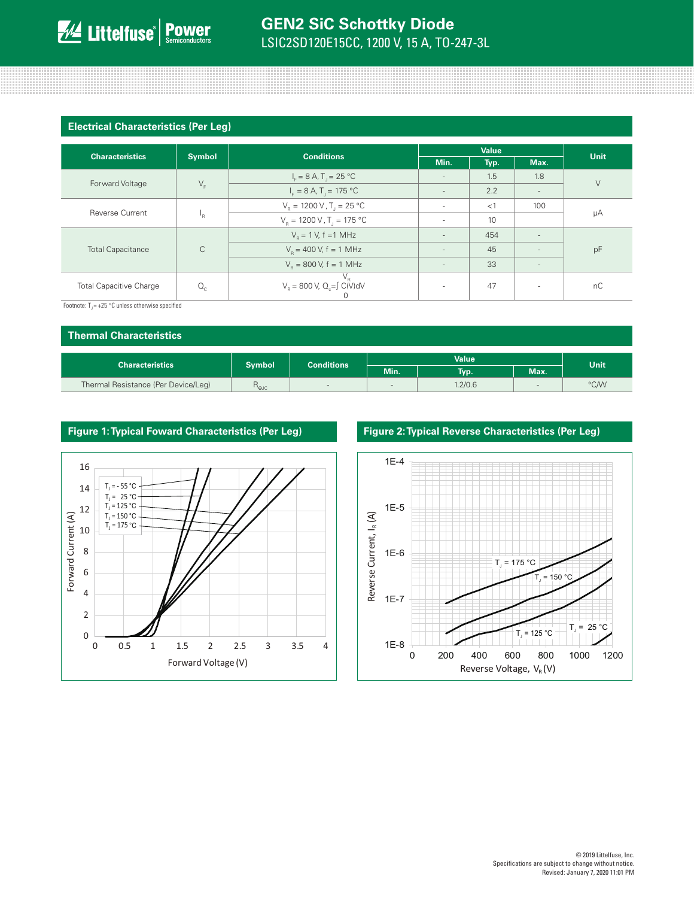## Electrical Characteristics (Per Leg)

| Characteristics | Symbol | Conditions | Value | | | Unit |
|---|---|---|---|---|---|---|
| | | | Min. | Typ. | Max. | |
| Forward Voltage | $V_F$ | $I_F$ = 8 A, $T_J$ = 25 °C | - | 1.5 | 1.8 | V |
| | | $I_F$ = 8 A, $T_J$ = 175 °C | - | 2.2 | - | |
| Reverse Current | $I_R$ | $V_R$ = 1200 V, $T_J$ = 25 °C | - | <1 | 100 | µA |
| | | $V_R$ = 1200 V, $T_J$ = 175 °C | - | 10 | | |
| Total Capacitance | C | $V_R$ = 1 V, f =1 MHz | - | 454 | - | pF |
| | | $V_R$ = 400 V, f = 1 MHz | - | 45 | - | |
| | | $V_R$ = 800 V, f = 1 MHz | - | 33 | - | |
| Total Capacitive Charge | $Q_C$ | $V_R$ = 800 V, $Q_c = \int_0^{V_R} C(V)dV$ | - | 47 | - | nC |

Footnote: $T_J$ = +25 °C unless otherwise specified

## Thermal Characteristics

| Characteristics | Symbol | Conditions | Value | | | Unit |
|---|---|---|---|---|---|---|
| | | | Min. | Typ. | Max. | |
| Thermal Resistance (Per Device/Leg) | $R_{\theta JC}$ | - | - | 1.2/0.6 | - | °C/W |

Figure 1: Typical Foward Characteristics (Per Leg)

Figure 2: Typical Reverse Characteristics (Per Leg)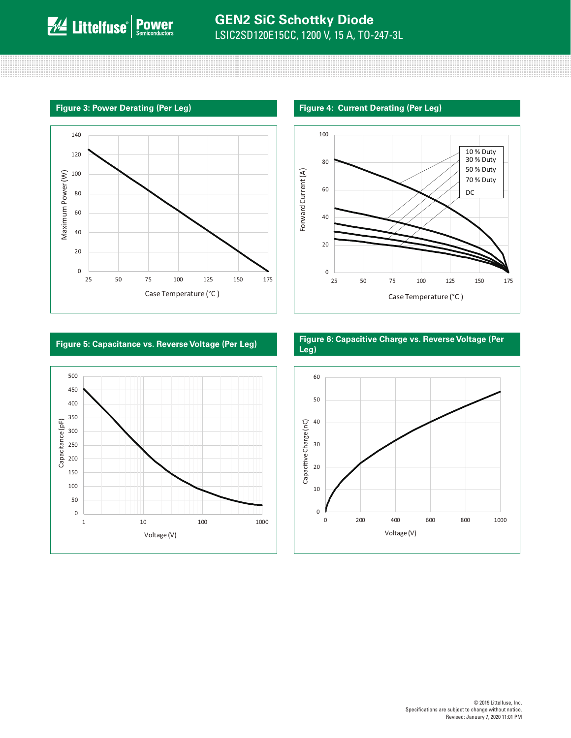## Figure 3: Power Derating (Per Leg)

Maximum Power (W) vs. Case Temperature (°C )

## Figure 4: Current Derating (Per Leg)

Forward Current (A) vs. Case Temperature (°C )

10 % Duty
30 % Duty
50 % Duty
70 % Duty
DC

## Figure 5: Capacitance vs. Reverse Voltage (Per Leg)

Capacitance (pF) vs. Voltage (V)

## Figure 6: Capacitive Charge vs. Reverse Voltage (Per Leg)

Capacitive Charge (nC) vs. Voltage (V)

© 2019 Littelfuse, Inc.
Specifications are subject to change without notice.
Revised: January 7, 2020 11:01 PM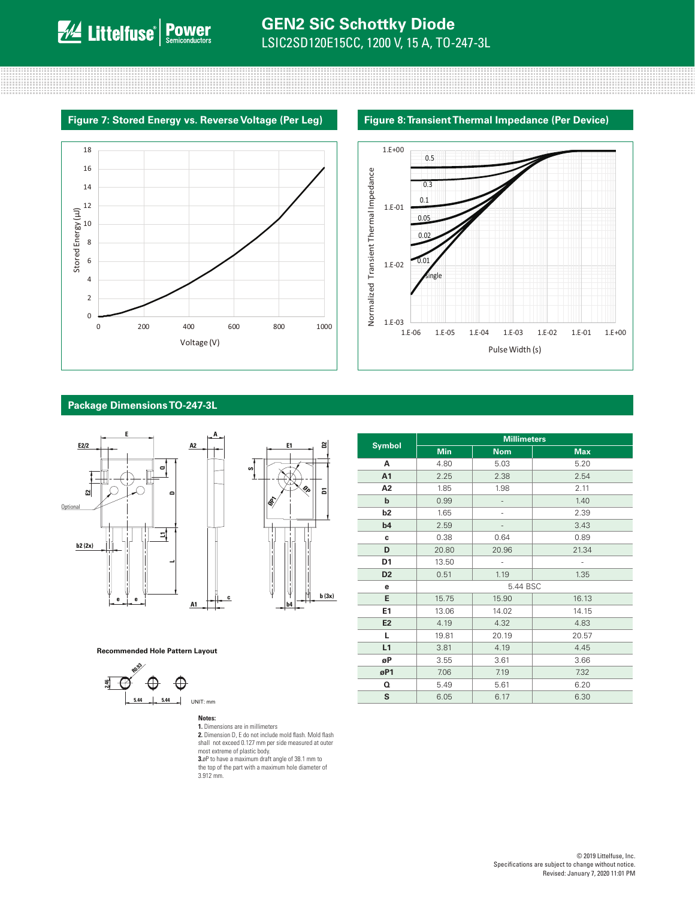# GEN2 SiC Schottky Diode

LSIC2SD120E15CC, 1200 V, 15 A, TO-247-3L

## Figure 7: Stored Energy vs. Reverse Voltage (Per Leg)

## Figure 8: Transient Thermal Impedance (Per Device)

## Package Dimensions TO-247-3L

Recommended Hole Pattern Layout

UNIT: mm

| Symbol | Millimeters | | |
|---|---|---|---|
| | Min | Nom | Max |
| A | 4.80 | 5.03 | 5.20 |
| A1 | 2.25 | 2.38 | 2.54 |
| A2 | 1.85 | 1.98 | 2.11 |
| b | 0.99 | - | 1.40 |
| b2 | 1.65 | - | 2.39 |
| b4 | 2.59 | - | 3.43 |
| c | 0.38 | 0.64 | 0.89 |
| D | 20.80 | 20.96 | 21.34 |
| D1 | 13.50 | - | - |
| D2 | 0.51 | 1.19 | 1.35 |
| e | 5.44 BSC | | |
| E | 15.75 | 15.90 | 16.13 |
| E1 | 13.06 | 14.02 | 14.15 |
| E2 | 4.19 | 4.32 | 4.83 |
| L | 19.81 | 20.19 | 20.57 |
| L1 | 3.81 | 4.19 | 4.45 |
| øP | 3.55 | 3.61 | 3.66 |
| øP1 | 7.06 | 7.19 | 7.32 |
| Q | 5.49 | 5.61 | 6.20 |
| S | 6.05 | 6.17 | 6.30 |

**Notes:**

**1.** Dimensions are in millimeters

**2.** Dimension D, E do not include mold flash. Mold flash shall not exceed 0.127 mm per side measured at outer most extreme of plastic body.

**3.** øP to have a maximum draft angle of 38.1 mm to the top of the part with a maximum hole diameter of 3.912 mm.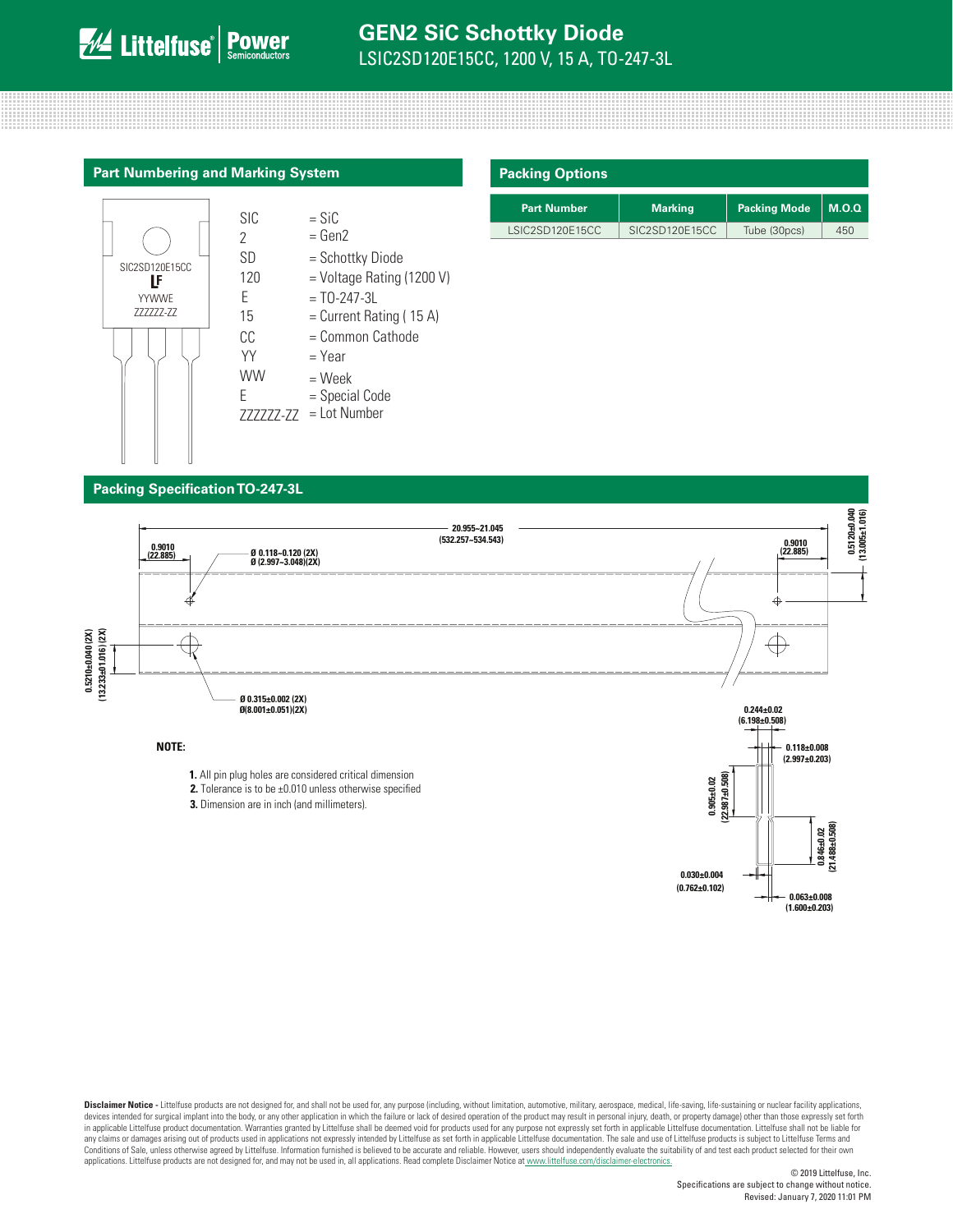# GEN2 SiC Schottky Diode

LSIC2SD120E15CC, 1200 V, 15 A, TO-247-3L

## Part Numbering and Marking System

SIC2SD120E15CC
LF
YYWWE
ZZZZZZ-ZZ

| | |
|---|---|
| SIC | = SiC |
| 2 | = Gen2 |
| SD | = Schottky Diode |
| 120 | = Voltage Rating (1200 V) |
| E | = TO-247-3L |
| 15 | = Current Rating ( 15 A) |
| CC | = Common Cathode |
| YY | = Year |
| WW | = Week |
| E | = Special Code |
| ZZZZZZ-ZZ | = Lot Number |

## Packing Options

| Part Number | Marking | Packing Mode | M.O.Q |
|---|---|---|---|
| LSIC2SD120E15CC | SIC2SD120E15CC | Tube (30pcs) | 450 |

## Packing Specification TO-247-3L

20.955~21.045
(532.257~534.543)

0.9010
(22.885)

Ø 0.118~0.120 (2X)
Ø (2.997~3.048)(2X)

0.9010
(22.885)

0.5120±0.040
(13.005±1.016)

0.5210±0.040 (2X)
(13.233±1.016) (2X)

Ø 0.315±0.002 (2X)
Ø(8.001±0.051)(2X)

0.244±0.02
(6.198±0.508)

0.118±0.008
(2.997±0.203)

0.905±0.02
(22.987±0.508)

0.846±0.02
(21.488±0.508)

0.030±0.004
(0.762±0.102)

0.063±0.008
(1.600±0.203)

**NOTE:**

1. All pin plug holes are considered critical dimension
2. Tolerance is to be ±0.010 unless otherwise specified
3. Dimension are in inch (and millimeters).

**Disclaimer Notice -** Littelfuse products are not designed for, and shall not be used for, any purpose (including, without limitation, automotive, military, aerospace, medical, life-saving, life-sustaining or nuclear facility applications, devices intended for surgical implant into the body, or any other application in which the failure or lack of desired operation of the product may result in personal injury, death, or property damage) other than those expressly set forth in applicable Littelfuse product documentation. Warranties granted by Littelfuse shall be deemed void for products used for any purpose not expressly set forth in applicable Littelfuse documentation. Littelfuse shall not be liable for any claims or damages arising out of products used in applications not expressly intended by Littelfuse as set forth in applicable Littelfuse documentation. The sale and use of Littelfuse products is subject to Littelfuse Terms and Conditions of Sale, unless otherwise agreed by Littelfuse. Information furnished is believed to be accurate and reliable. However, users should independently evaluate the suitability of and test each product selected for their own applications. Littelfuse products are not designed for, and may not be used in, all applications. Read complete Disclaimer Notice at www.littelfuse.com/disclaimer-electronics.

© 2019 Littelfuse, Inc.
Specifications are subject to change without notice.
Revised: January 7, 2020 11:01 PM